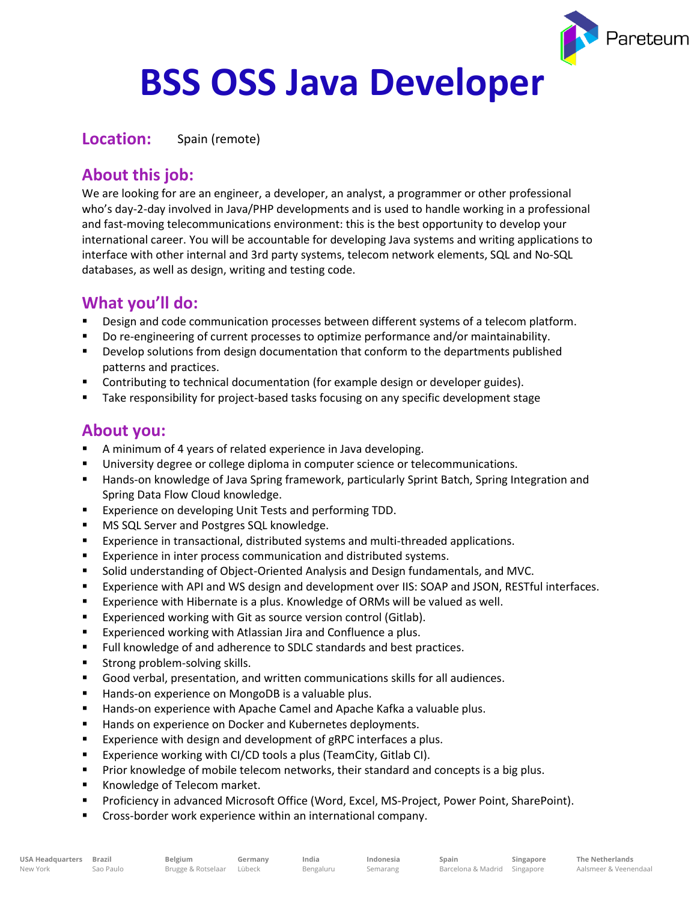Pareteum

# BSS OSS Java Developer

**Location:** Spain (remote)

## About this job:

We are looking for are an engineer, a developer, an analyst, a programmer or other professional who's day-2-day involved in Java/PHP developments and is used to handle working in a professional and fast-moving telecommunications environment: this is the best opportunity to develop your international career. You will be accountable for developing Java systems and writing applications to interface with other internal and 3rd party systems, telecom network elements, SQL and No-SQL databases, as well as design, writing and testing code.

## What you'll do:

- Design and code communication processes between different systems of a telecom platform.
- Do re-engineering of current processes to optimize performance and/or maintainability.
- Develop solutions from design documentation that conform to the departments published patterns and practices.
- Contributing to technical documentation (for example design or developer guides).
- Take responsibility for project-based tasks focusing on any specific development stage

## About you:

- A minimum of 4 years of related experience in Java developing.
- University degree or college diploma in computer science or telecommunications.
- Hands-on knowledge of Java Spring framework, particularly Sprint Batch, Spring Integration and Spring Data Flow Cloud knowledge.
- Experience on developing Unit Tests and performing TDD.
- MS SQL Server and Postgres SQL knowledge.
- Experience in transactional, distributed systems and multi-threaded applications.
- Experience in inter process communication and distributed systems.
- Solid understanding of Object-Oriented Analysis and Design fundamentals, and MVC.
- Experience with API and WS design and development over IIS: SOAP and JSON, RESTful interfaces.
- Experience with Hibernate is a plus. Knowledge of ORMs will be valued as well.
- Experienced working with Git as source version control (Gitlab).
- Experienced working with Atlassian Jira and Confluence a plus.
- Full knowledge of and adherence to SDLC standards and best practices.
- Strong problem-solving skills.
- Good verbal, presentation, and written communications skills for all audiences.
- Hands-on experience on MongoDB is a valuable plus.
- Hands-on experience with Apache Camel and Apache Kafka a valuable plus.
- Hands on experience on Docker and Kubernetes deployments.
- Experience with design and development of gRPC interfaces a plus.
- Experience working with CI/CD tools a plus (TeamCity, Gitlab CI).
- Prior knowledge of mobile telecom networks, their standard and concepts is a big plus.
- Knowledge of Telecom market.
- Proficiency in advanced Microsoft Office (Word, Excel, MS-Project, Power Point, SharePoint).
- Cross-border work experience within an international company.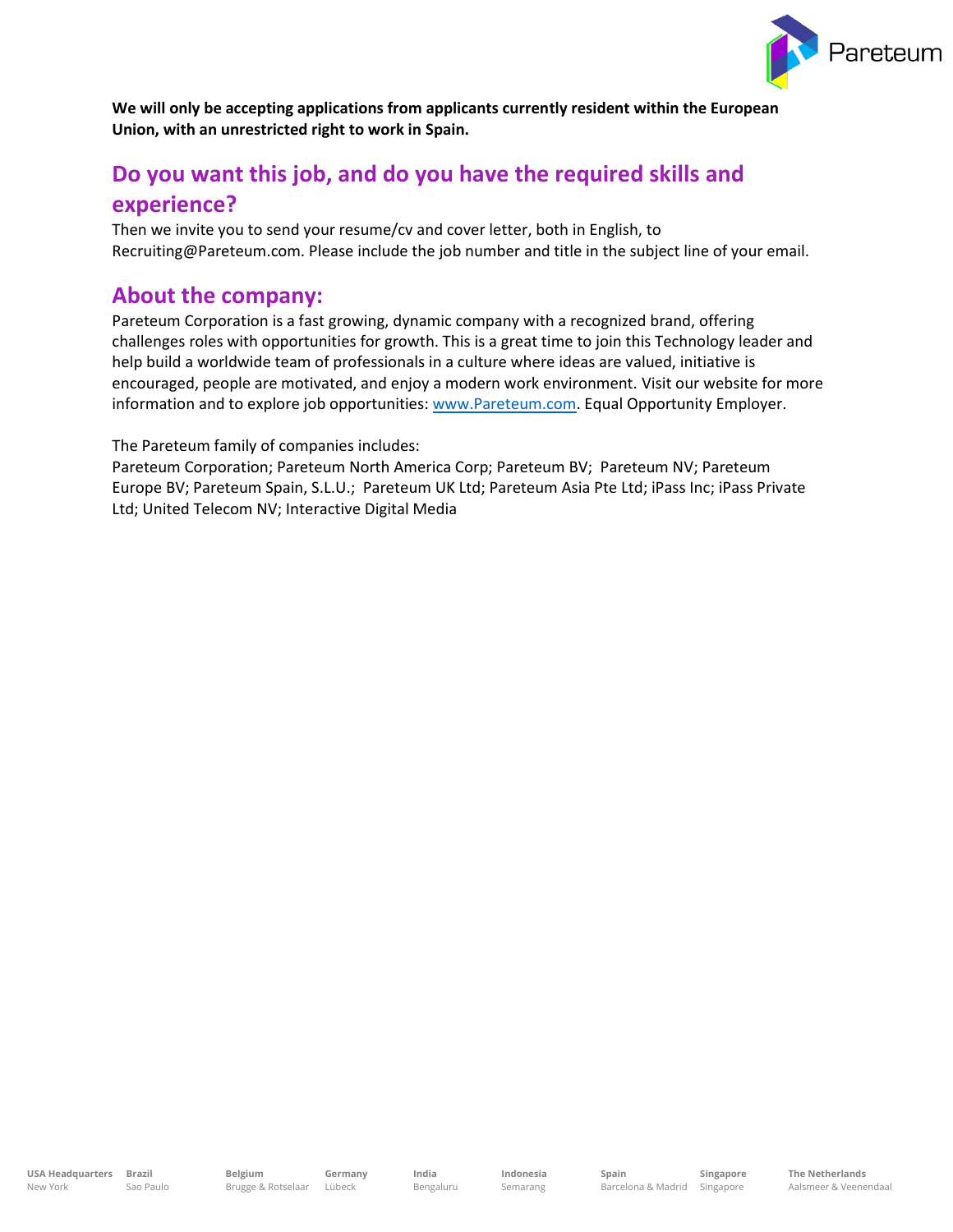**We will only be accepting applications from applicants currently resident within the European Union, with an unrestricted right to work in Spain.**

## Do you want this job, and do you have the required skills and experience?

Then we invite you to send your resume/cv and cover letter, both in English, to Recruiting@Pareteum.com. Please include the job number and title in the subject line of your email.

## About the company:

Pareteum Corporation is a fast growing, dynamic company with a recognized brand, offering challenges roles with opportunities for growth. This is a great time to join this Technology leader and help build a worldwide team of professionals in a culture where ideas are valued, initiative is encouraged, people are motivated, and enjoy a modern work environment. Visit our website for more information and to explore job opportunities: www.Pareteum.com. Equal Opportunity Employer.

The Pareteum family of companies includes:
Pareteum Corporation; Pareteum North America Corp; Pareteum BV; Pareteum NV; Pareteum Europe BV; Pareteum Spain, S.L.U.; Pareteum UK Ltd; Pareteum Asia Pte Ltd; iPass Inc; iPass Private Ltd; United Telecom NV; Interactive Digital Media